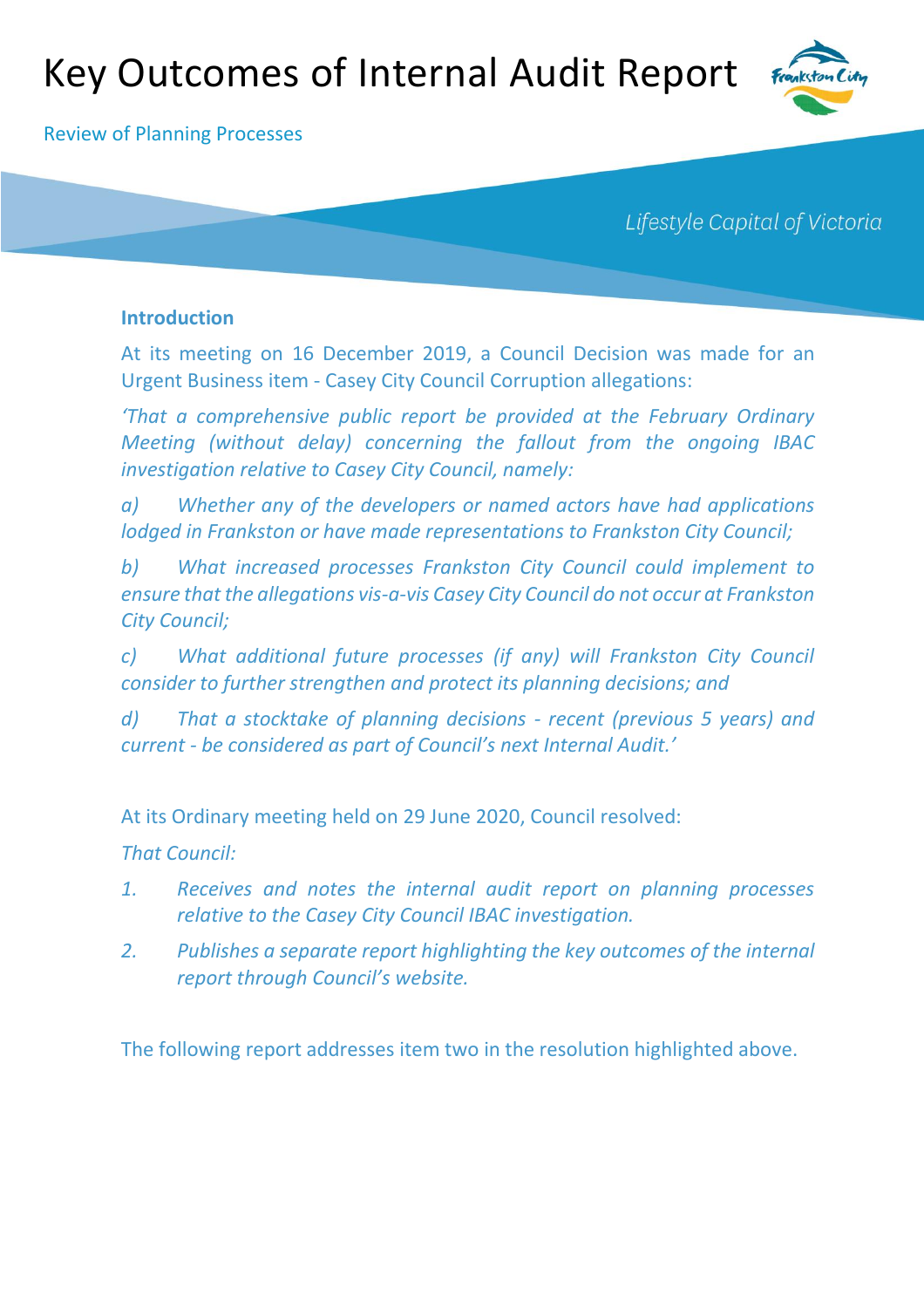# Key Outcomes of Internal Audit Report

Review of Planning Processes

*Lifestyle Capital of Victoria*

## Introduction

At its meeting on 16 December 2019, a Council Decision was made for an Urgent Business item - Casey City Council Corruption allegations:

*'That a comprehensive public report be provided at the February Ordinary Meeting (without delay) concerning the fallout from the ongoing IBAC investigation relative to Casey City Council, namely:*

*a) Whether any of the developers or named actors have had applications lodged in Frankston or have made representations to Frankston City Council;*

*b) What increased processes Frankston City Council could implement to ensure that the allegations vis-a-vis Casey City Council do not occur at Frankston City Council;*

*c) What additional future processes (if any) will Frankston City Council consider to further strengthen and protect its planning decisions; and*

*d) That a stocktake of planning decisions - recent (previous 5 years) and current - be considered as part of Council's next Internal Audit.'*

At its Ordinary meeting held on 29 June 2020, Council resolved:

*That Council:*

1. *Receives and notes the internal audit report on planning processes relative to the Casey City Council IBAC investigation.*
2. *Publishes a separate report highlighting the key outcomes of the internal report through Council's website.*

The following report addresses item two in the resolution highlighted above.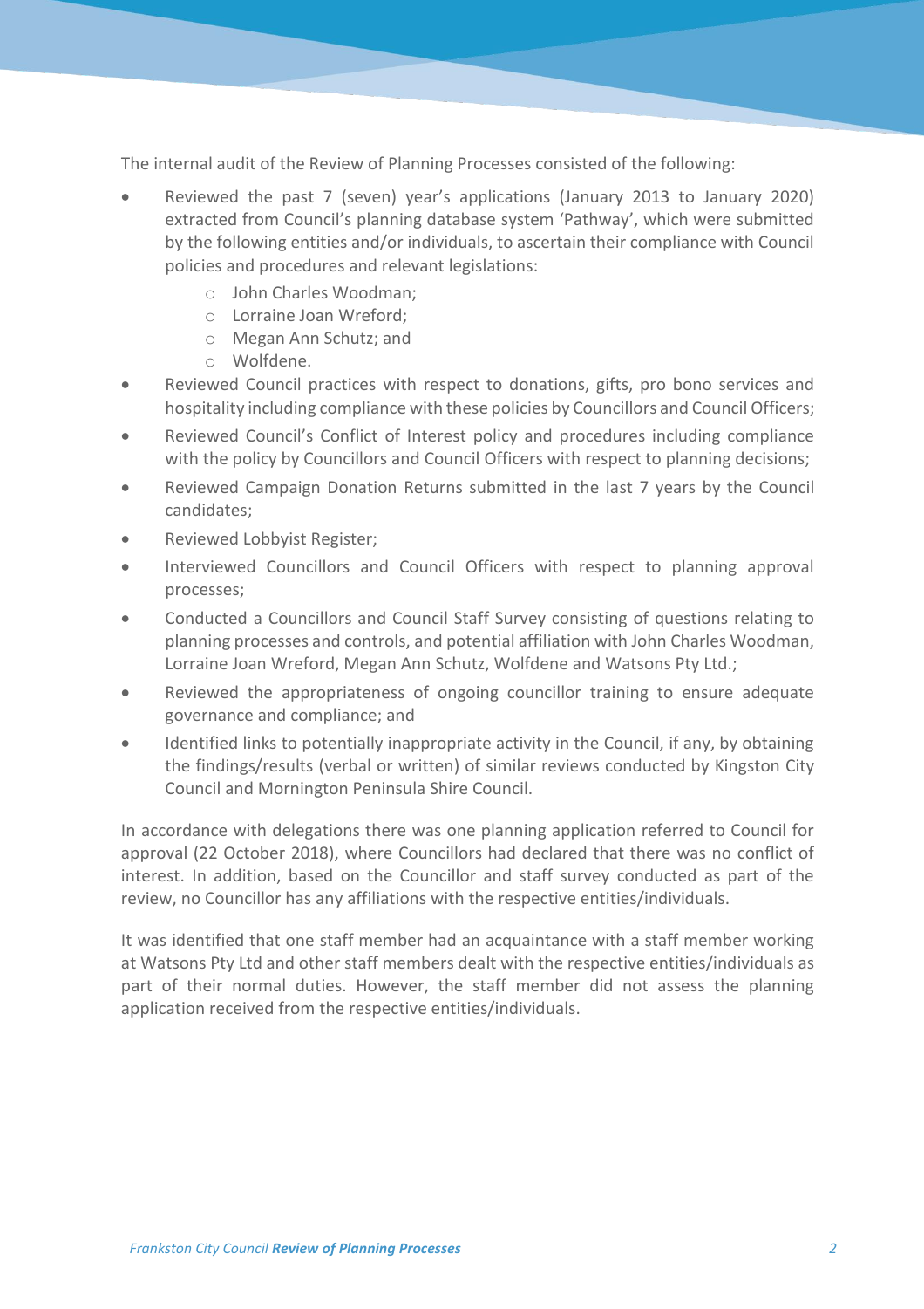The internal audit of the Review of Planning Processes consisted of the following:

- Reviewed the past 7 (seven) year's applications (January 2013 to January 2020) extracted from Council's planning database system 'Pathway', which were submitted by the following entities and/or individuals, to ascertain their compliance with Council policies and procedures and relevant legislations:
    - John Charles Woodman;
    - Lorraine Joan Wreford;
    - Megan Ann Schutz; and
    - Wolfdene.
- Reviewed Council practices with respect to donations, gifts, pro bono services and hospitality including compliance with these policies by Councillors and Council Officers;
- Reviewed Council's Conflict of Interest policy and procedures including compliance with the policy by Councillors and Council Officers with respect to planning decisions;
- Reviewed Campaign Donation Returns submitted in the last 7 years by the Council candidates;
- Reviewed Lobbyist Register;
- Interviewed Councillors and Council Officers with respect to planning approval processes;
- Conducted a Councillors and Council Staff Survey consisting of questions relating to planning processes and controls, and potential affiliation with John Charles Woodman, Lorraine Joan Wreford, Megan Ann Schutz, Wolfdene and Watsons Pty Ltd.;
- Reviewed the appropriateness of ongoing councillor training to ensure adequate governance and compliance; and
- Identified links to potentially inappropriate activity in the Council, if any, by obtaining the findings/results (verbal or written) of similar reviews conducted by Kingston City Council and Mornington Peninsula Shire Council.

In accordance with delegations there was one planning application referred to Council for approval (22 October 2018), where Councillors had declared that there was no conflict of interest. In addition, based on the Councillor and staff survey conducted as part of the review, no Councillor has any affiliations with the respective entities/individuals.

It was identified that one staff member had an acquaintance with a staff member working at Watsons Pty Ltd and other staff members dealt with the respective entities/individuals as part of their normal duties. However, the staff member did not assess the planning application received from the respective entities/individuals.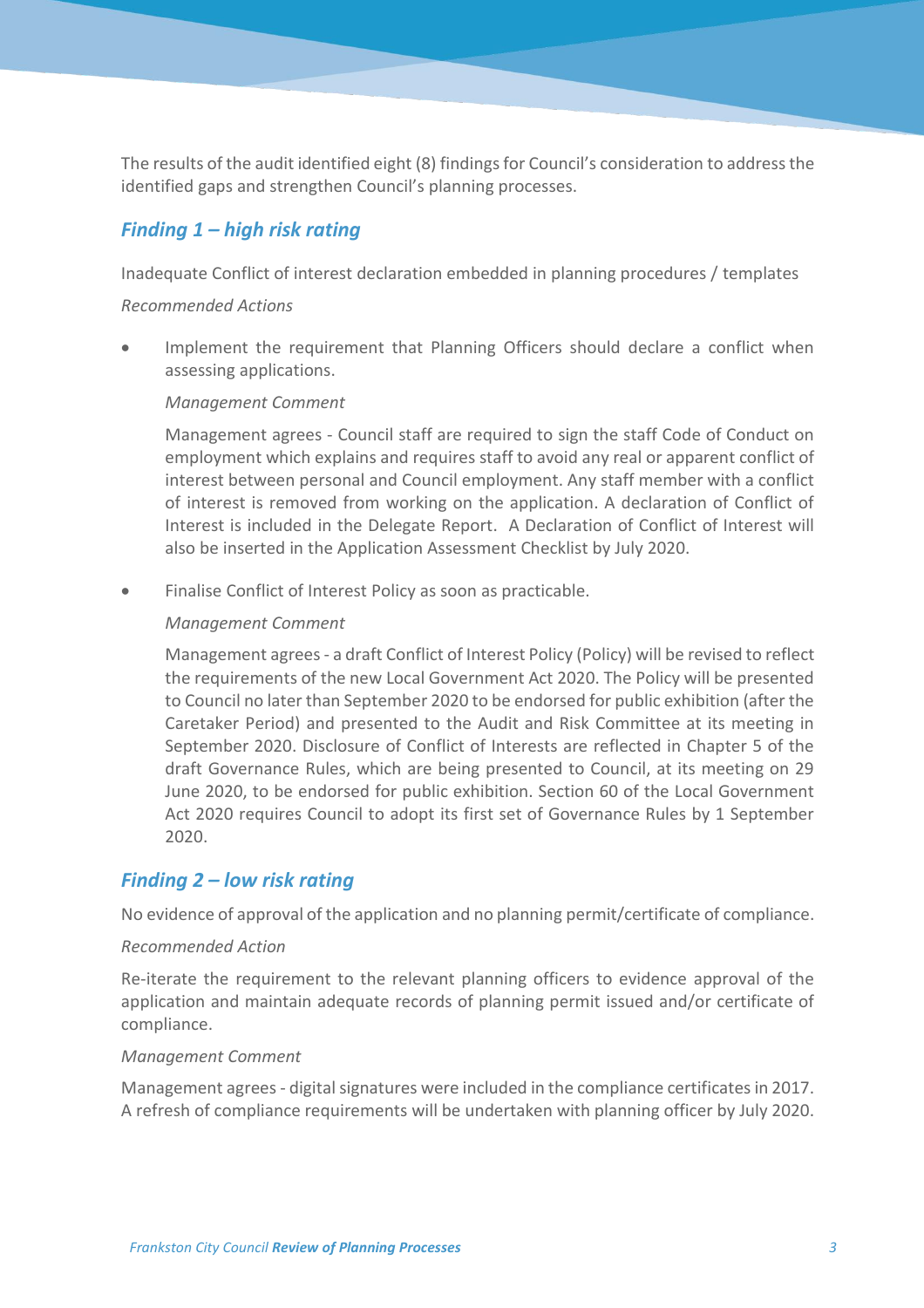The results of the audit identified eight (8) findings for Council's consideration to address the identified gaps and strengthen Council's planning processes.

## *Finding 1 – high risk rating*

Inadequate Conflict of interest declaration embedded in planning procedures / templates

*Recommended Actions*

- Implement the requirement that Planning Officers should declare a conflict when assessing applications.

  *Management Comment*

  Management agrees - Council staff are required to sign the staff Code of Conduct on employment which explains and requires staff to avoid any real or apparent conflict of interest between personal and Council employment. Any staff member with a conflict of interest is removed from working on the application. A declaration of Conflict of Interest is included in the Delegate Report. A Declaration of Conflict of Interest will also be inserted in the Application Assessment Checklist by July 2020.

- Finalise Conflict of Interest Policy as soon as practicable.

  *Management Comment*

  Management agrees - a draft Conflict of Interest Policy (Policy) will be revised to reflect the requirements of the new Local Government Act 2020. The Policy will be presented to Council no later than September 2020 to be endorsed for public exhibition (after the Caretaker Period) and presented to the Audit and Risk Committee at its meeting in September 2020. Disclosure of Conflict of Interests are reflected in Chapter 5 of the draft Governance Rules, which are being presented to Council, at its meeting on 29 June 2020, to be endorsed for public exhibition. Section 60 of the Local Government Act 2020 requires Council to adopt its first set of Governance Rules by 1 September 2020.

## *Finding 2 – low risk rating*

No evidence of approval of the application and no planning permit/certificate of compliance.

*Recommended Action*

Re-iterate the requirement to the relevant planning officers to evidence approval of the application and maintain adequate records of planning permit issued and/or certificate of compliance.

*Management Comment*

Management agrees - digital signatures were included in the compliance certificates in 2017. A refresh of compliance requirements will be undertaken with planning officer by July 2020.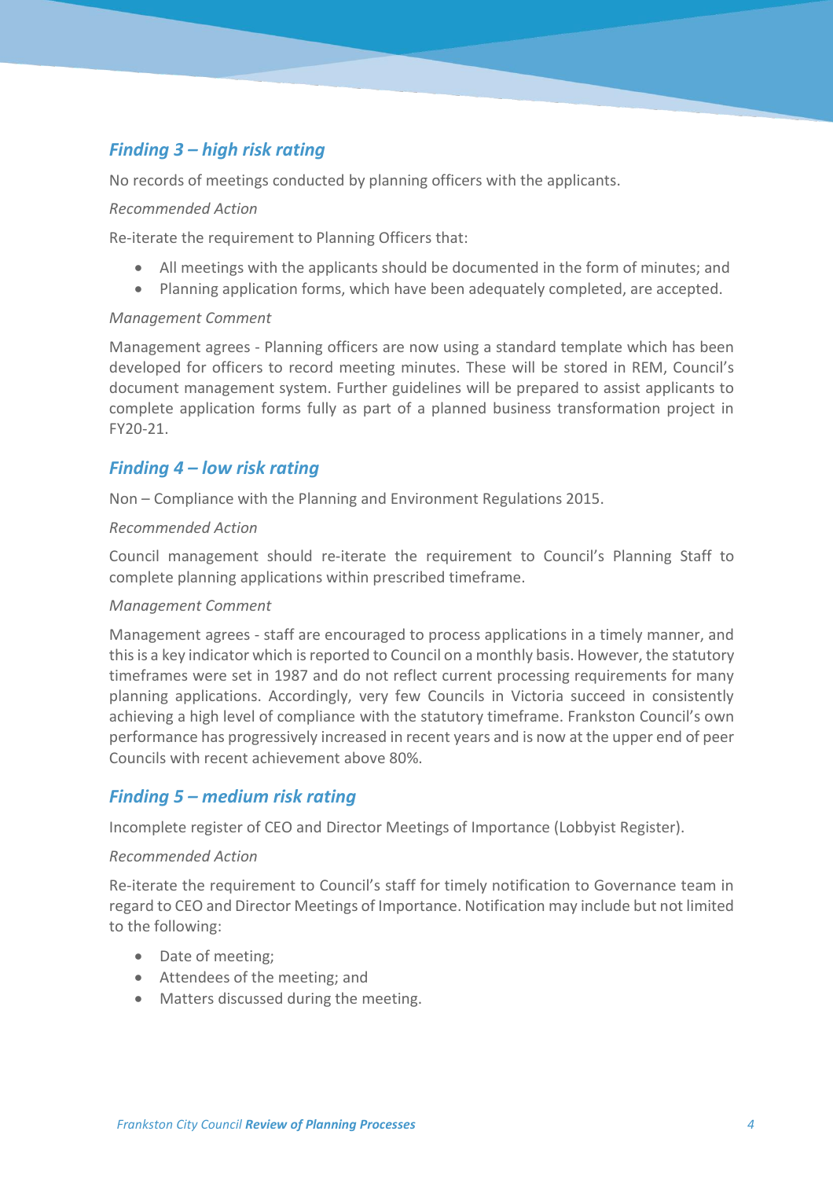### *Finding 3 – high risk rating*

No records of meetings conducted by planning officers with the applicants.

*Recommended Action*

Re-iterate the requirement to Planning Officers that:

- All meetings with the applicants should be documented in the form of minutes; and
- Planning application forms, which have been adequately completed, are accepted.

*Management Comment*

Management agrees - Planning officers are now using a standard template which has been developed for officers to record meeting minutes. These will be stored in REM, Council's document management system. Further guidelines will be prepared to assist applicants to complete application forms fully as part of a planned business transformation project in FY20-21.

### *Finding 4 – low risk rating*

Non – Compliance with the Planning and Environment Regulations 2015.

*Recommended Action*

Council management should re-iterate the requirement to Council's Planning Staff to complete planning applications within prescribed timeframe.

*Management Comment*

Management agrees - staff are encouraged to process applications in a timely manner, and this is a key indicator which is reported to Council on a monthly basis. However, the statutory timeframes were set in 1987 and do not reflect current processing requirements for many planning applications. Accordingly, very few Councils in Victoria succeed in consistently achieving a high level of compliance with the statutory timeframe. Frankston Council's own performance has progressively increased in recent years and is now at the upper end of peer Councils with recent achievement above 80%.

### *Finding 5 – medium risk rating*

Incomplete register of CEO and Director Meetings of Importance (Lobbyist Register).

*Recommended Action*

Re-iterate the requirement to Council's staff for timely notification to Governance team in regard to CEO and Director Meetings of Importance. Notification may include but not limited to the following:

- Date of meeting;
- Attendees of the meeting; and
- Matters discussed during the meeting.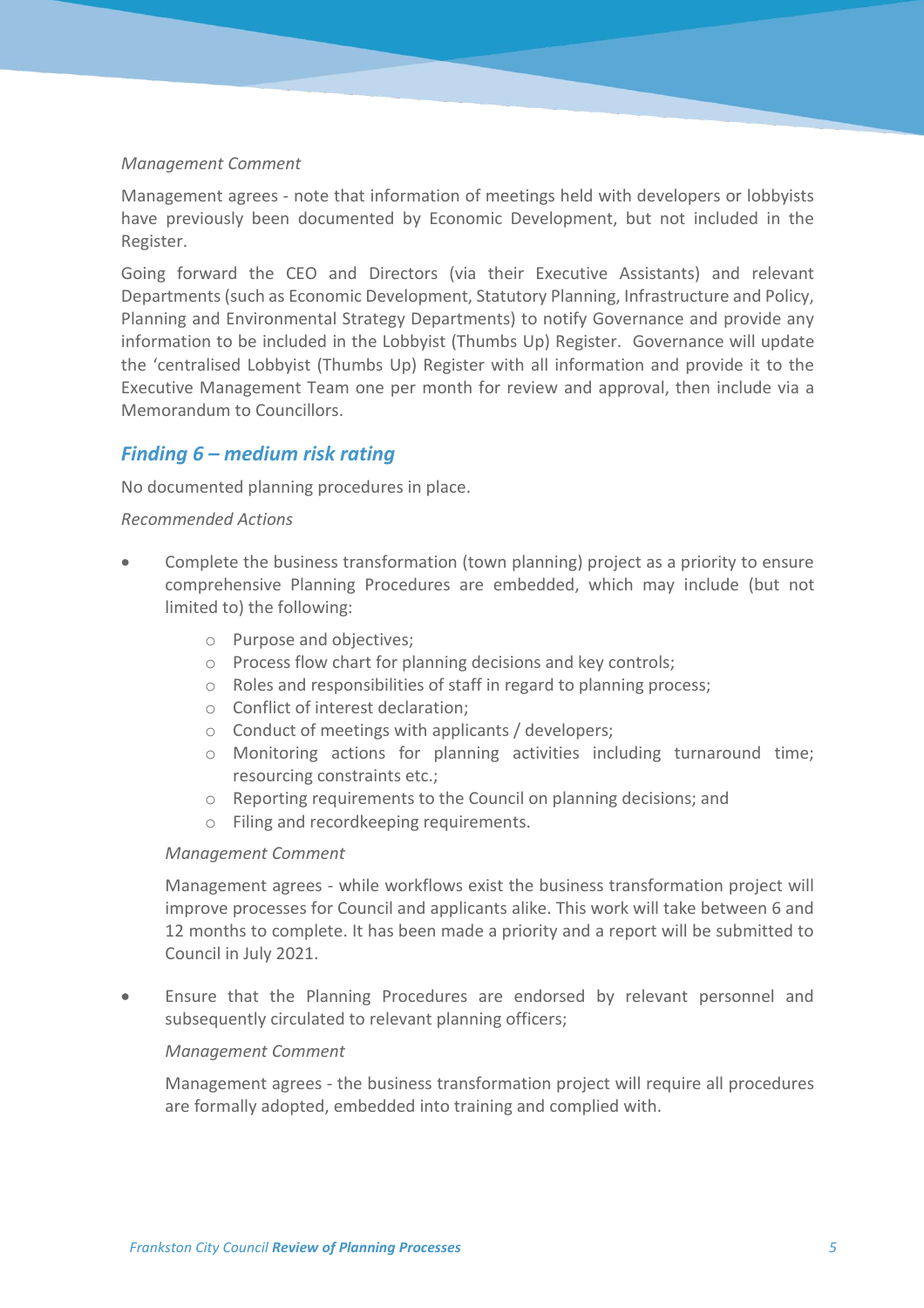*Management Comment*

Management agrees - note that information of meetings held with developers or lobbyists have previously been documented by Economic Development, but not included in the Register.

Going forward the CEO and Directors (via their Executive Assistants) and relevant Departments (such as Economic Development, Statutory Planning, Infrastructure and Policy, Planning and Environmental Strategy Departments) to notify Governance and provide any information to be included in the Lobbyist (Thumbs Up) Register. Governance will update the 'centralised Lobbyist (Thumbs Up) Register with all information and provide it to the Executive Management Team one per month for review and approval, then include via a Memorandum to Councillors.

## *Finding 6 – medium risk rating*

No documented planning procedures in place.

*Recommended Actions*

- Complete the business transformation (town planning) project as a priority to ensure comprehensive Planning Procedures are embedded, which may include (but not limited to) the following:
  - Purpose and objectives;
  - Process flow chart for planning decisions and key controls;
  - Roles and responsibilities of staff in regard to planning process;
  - Conflict of interest declaration;
  - Conduct of meetings with applicants / developers;
  - Monitoring actions for planning activities including turnaround time; resourcing constraints etc.;
  - Reporting requirements to the Council on planning decisions; and
  - Filing and recordkeeping requirements.

  *Management Comment*

  Management agrees - while workflows exist the business transformation project will improve processes for Council and applicants alike. This work will take between 6 and 12 months to complete. It has been made a priority and a report will be submitted to Council in July 2021.

- Ensure that the Planning Procedures are endorsed by relevant personnel and subsequently circulated to relevant planning officers;

  *Management Comment*

  Management agrees - the business transformation project will require all procedures are formally adopted, embedded into training and complied with.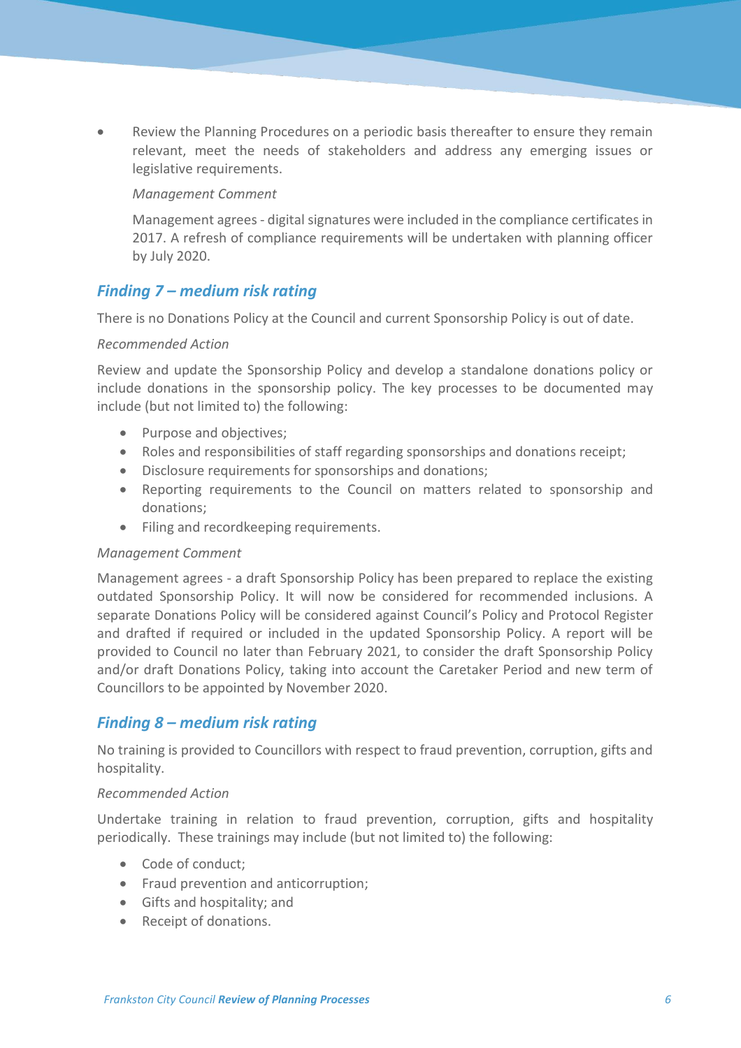- Review the Planning Procedures on a periodic basis thereafter to ensure they remain relevant, meet the needs of stakeholders and address any emerging issues or legislative requirements.

  *Management Comment*

  Management agrees - digital signatures were included in the compliance certificates in 2017. A refresh of compliance requirements will be undertaken with planning officer by July 2020.

### *Finding 7 – medium risk rating*

There is no Donations Policy at the Council and current Sponsorship Policy is out of date.

*Recommended Action*

Review and update the Sponsorship Policy and develop a standalone donations policy or include donations in the sponsorship policy. The key processes to be documented may include (but not limited to) the following:

- Purpose and objectives;
- Roles and responsibilities of staff regarding sponsorships and donations receipt;
- Disclosure requirements for sponsorships and donations;
- Reporting requirements to the Council on matters related to sponsorship and donations;
- Filing and recordkeeping requirements.

*Management Comment*

Management agrees - a draft Sponsorship Policy has been prepared to replace the existing outdated Sponsorship Policy. It will now be considered for recommended inclusions. A separate Donations Policy will be considered against Council's Policy and Protocol Register and drafted if required or included in the updated Sponsorship Policy. A report will be provided to Council no later than February 2021, to consider the draft Sponsorship Policy and/or draft Donations Policy, taking into account the Caretaker Period and new term of Councillors to be appointed by November 2020.

### *Finding 8 – medium risk rating*

No training is provided to Councillors with respect to fraud prevention, corruption, gifts and hospitality.

*Recommended Action*

Undertake training in relation to fraud prevention, corruption, gifts and hospitality periodically. These trainings may include (but not limited to) the following:

- Code of conduct;
- Fraud prevention and anticorruption;
- Gifts and hospitality; and
- Receipt of donations.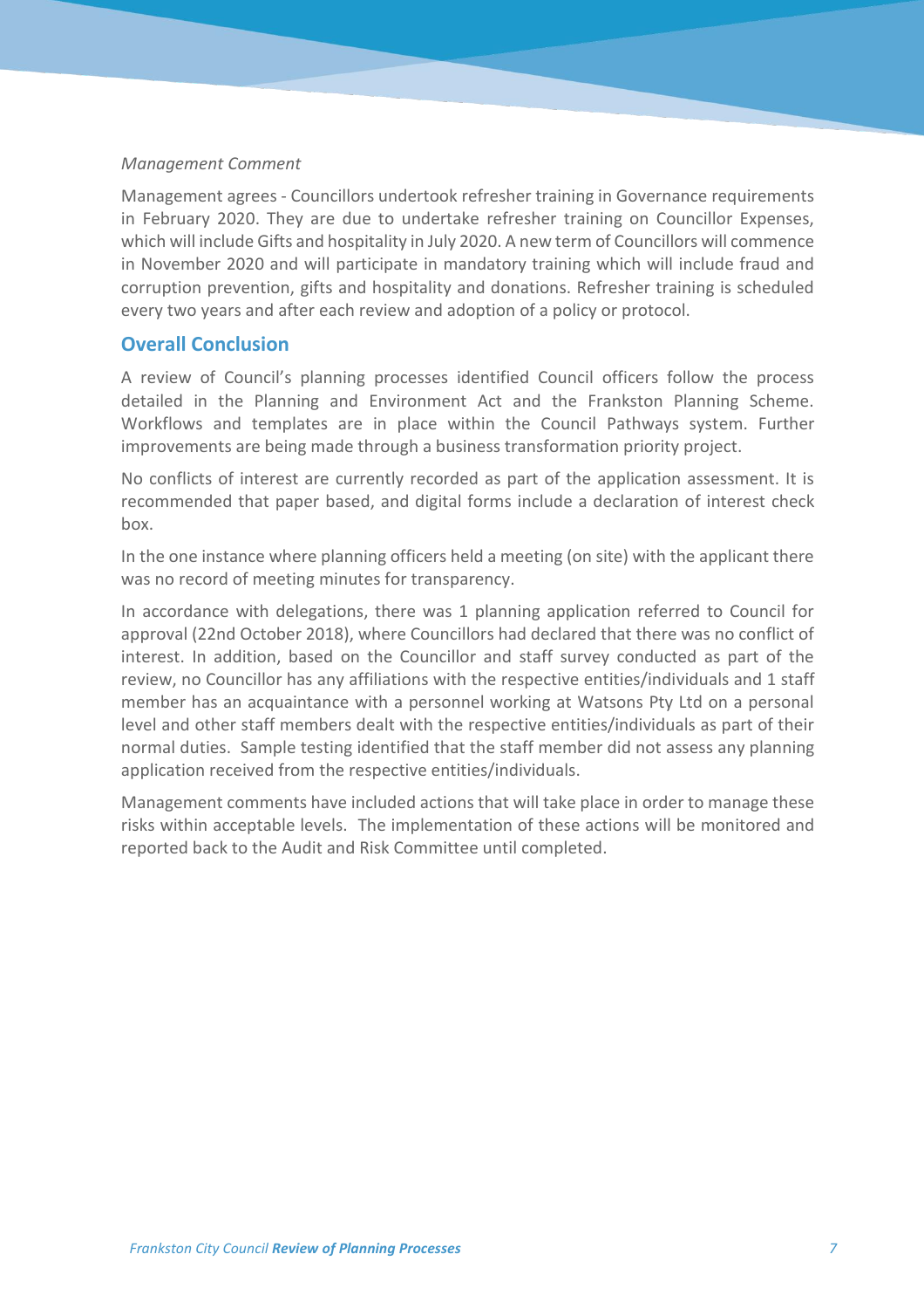*Management Comment*

Management agrees - Councillors undertook refresher training in Governance requirements in February 2020. They are due to undertake refresher training on Councillor Expenses, which will include Gifts and hospitality in July 2020. A new term of Councillors will commence in November 2020 and will participate in mandatory training which will include fraud and corruption prevention, gifts and hospitality and donations. Refresher training is scheduled every two years and after each review and adoption of a policy or protocol.

## Overall Conclusion

A review of Council's planning processes identified Council officers follow the process detailed in the Planning and Environment Act and the Frankston Planning Scheme. Workflows and templates are in place within the Council Pathways system. Further improvements are being made through a business transformation priority project.

No conflicts of interest are currently recorded as part of the application assessment. It is recommended that paper based, and digital forms include a declaration of interest check box.

In the one instance where planning officers held a meeting (on site) with the applicant there was no record of meeting minutes for transparency.

In accordance with delegations, there was 1 planning application referred to Council for approval (22nd October 2018), where Councillors had declared that there was no conflict of interest. In addition, based on the Councillor and staff survey conducted as part of the review, no Councillor has any affiliations with the respective entities/individuals and 1 staff member has an acquaintance with a personnel working at Watsons Pty Ltd on a personal level and other staff members dealt with the respective entities/individuals as part of their normal duties. Sample testing identified that the staff member did not assess any planning application received from the respective entities/individuals.

Management comments have included actions that will take place in order to manage these risks within acceptable levels. The implementation of these actions will be monitored and reported back to the Audit and Risk Committee until completed.